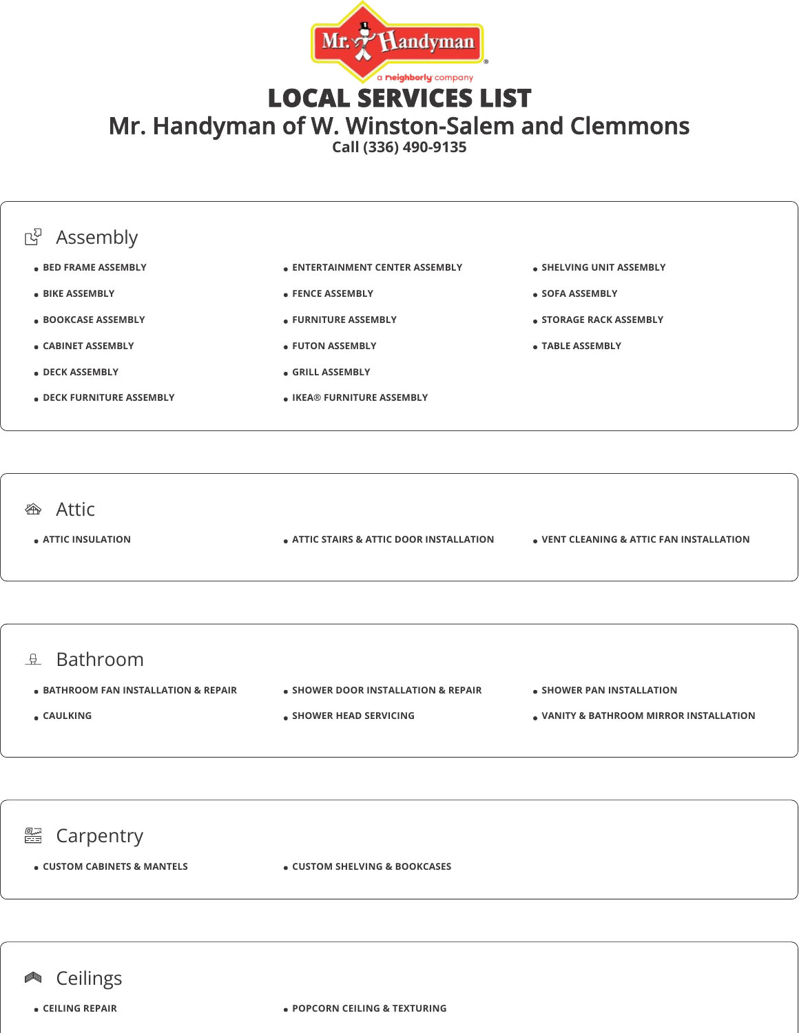# LOCAL SERVICES LIST

## Mr. Handyman of W. Winston-Salem and Clemmons

Call (336) 490-9135

## Assembly

- BED FRAME ASSEMBLY
- BIKE ASSEMBLY
- BOOKCASE ASSEMBLY
- CABINET ASSEMBLY
- DECK ASSEMBLY
- DECK FURNITURE ASSEMBLY
- ENTERTAINMENT CENTER ASSEMBLY
- FENCE ASSEMBLY
- FURNITURE ASSEMBLY
- FUTON ASSEMBLY
- GRILL ASSEMBLY
- IKEA® FURNITURE ASSEMBLY
- SHELVING UNIT ASSEMBLY
- SOFA ASSEMBLY
- STORAGE RACK ASSEMBLY
- TABLE ASSEMBLY

## Attic

- ATTIC INSULATION
- ATTIC STAIRS & ATTIC DOOR INSTALLATION
- VENT CLEANING & ATTIC FAN INSTALLATION

## Bathroom

- BATHROOM FAN INSTALLATION & REPAIR
- CAULKING
- SHOWER DOOR INSTALLATION & REPAIR
- SHOWER HEAD SERVICING
- SHOWER PAN INSTALLATION
- VANITY & BATHROOM MIRROR INSTALLATION

## Carpentry

- CUSTOM CABINETS & MANTELS
- CUSTOM SHELVING & BOOKCASES

## Ceilings

- CEILING REPAIR
- POPCORN CEILING & TEXTURING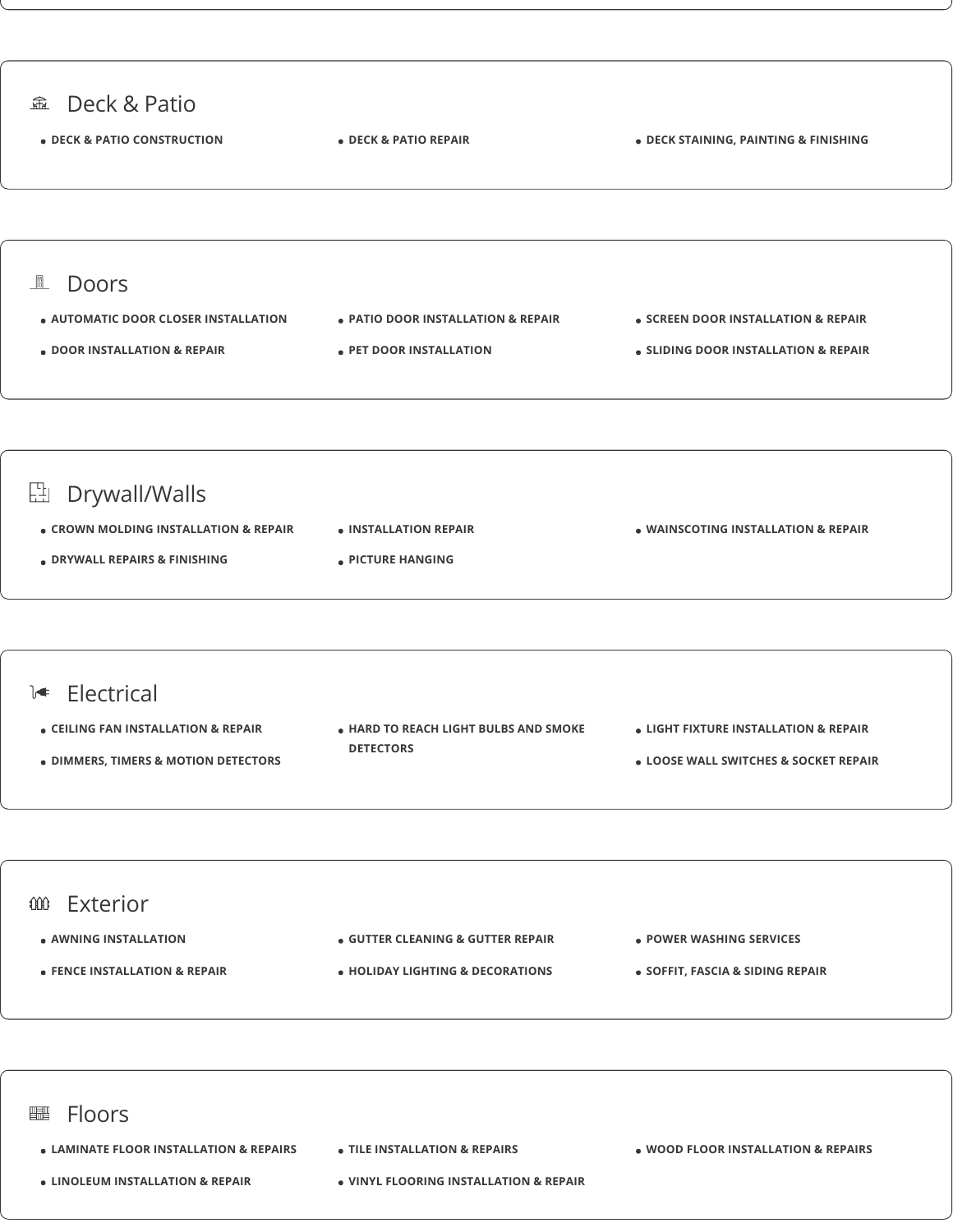## Deck & Patio

- DECK & PATIO CONSTRUCTION
- DECK & PATIO REPAIR
- DECK STAINING, PAINTING & FINISHING

## Doors

- AUTOMATIC DOOR CLOSER INSTALLATION
- DOOR INSTALLATION & REPAIR
- PATIO DOOR INSTALLATION & REPAIR
- PET DOOR INSTALLATION
- SCREEN DOOR INSTALLATION & REPAIR
- SLIDING DOOR INSTALLATION & REPAIR

## Drywall/Walls

- CROWN MOLDING INSTALLATION & REPAIR
- DRYWALL REPAIRS & FINISHING
- INSTALLATION REPAIR
- PICTURE HANGING
- WAINSCOTING INSTALLATION & REPAIR

## Electrical

- CEILING FAN INSTALLATION & REPAIR
- DIMMERS, TIMERS & MOTION DETECTORS
- HARD TO REACH LIGHT BULBS AND SMOKE DETECTORS
- LIGHT FIXTURE INSTALLATION & REPAIR
- LOOSE WALL SWITCHES & SOCKET REPAIR

## Exterior

- AWNING INSTALLATION
- FENCE INSTALLATION & REPAIR
- GUTTER CLEANING & GUTTER REPAIR
- HOLIDAY LIGHTING & DECORATIONS
- POWER WASHING SERVICES
- SOFFIT, FASCIA & SIDING REPAIR

## Floors

- LAMINATE FLOOR INSTALLATION & REPAIRS
- LINOLEUM INSTALLATION & REPAIR
- TILE INSTALLATION & REPAIRS
- VINYL FLOORING INSTALLATION & REPAIR
- WOOD FLOOR INSTALLATION & REPAIRS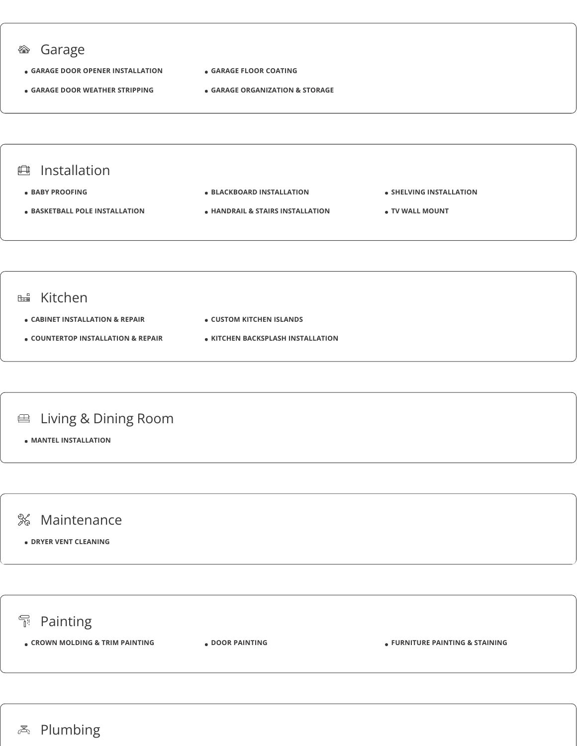## Garage

- GARAGE DOOR OPENER INSTALLATION
- GARAGE DOOR WEATHER STRIPPING
- GARAGE FLOOR COATING
- GARAGE ORGANIZATION & STORAGE

## Installation

- BABY PROOFING
- BASKETBALL POLE INSTALLATION
- BLACKBOARD INSTALLATION
- HANDRAIL & STAIRS INSTALLATION
- SHELVING INSTALLATION
- TV WALL MOUNT

## Kitchen

- CABINET INSTALLATION & REPAIR
- COUNTERTOP INSTALLATION & REPAIR
- CUSTOM KITCHEN ISLANDS
- KITCHEN BACKSPLASH INSTALLATION

## Living & Dining Room

- MANTEL INSTALLATION

## Maintenance

- DRYER VENT CLEANING

## Painting

- CROWN MOLDING & TRIM PAINTING
- DOOR PAINTING
- FURNITURE PAINTING & STAINING

## Plumbing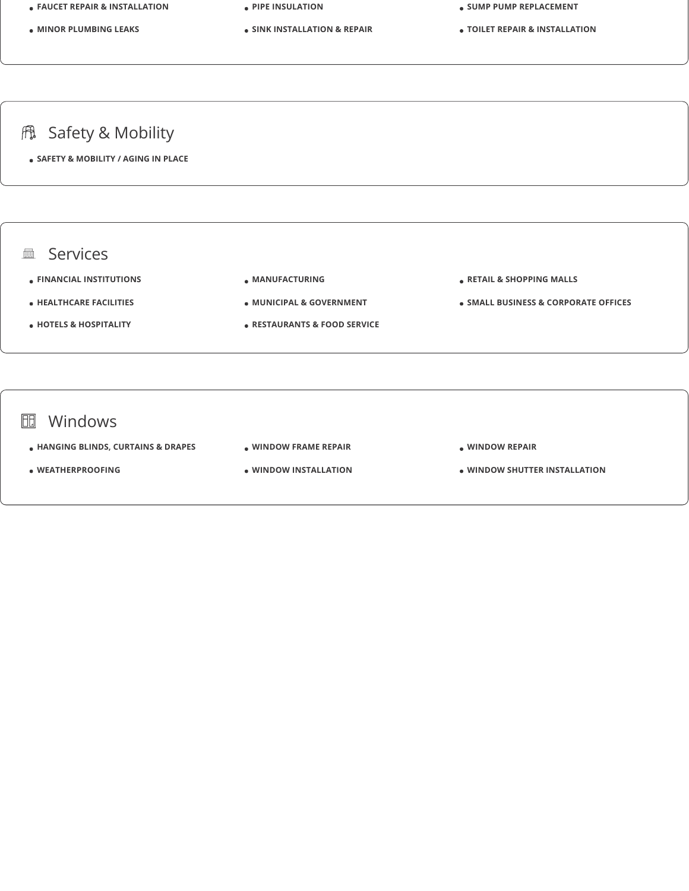- FAUCET REPAIR & INSTALLATION
- MINOR PLUMBING LEAKS
- PIPE INSULATION
- SINK INSTALLATION & REPAIR
- SUMP PUMP REPLACEMENT
- TOILET REPAIR & INSTALLATION

## Safety & Mobility

- SAFETY & MOBILITY / AGING IN PLACE

## Services

- FINANCIAL INSTITUTIONS
- HEALTHCARE FACILITIES
- HOTELS & HOSPITALITY
- MANUFACTURING
- MUNICIPAL & GOVERNMENT
- RESTAURANTS & FOOD SERVICE
- RETAIL & SHOPPING MALLS
- SMALL BUSINESS & CORPORATE OFFICES

## Windows

- HANGING BLINDS, CURTAINS & DRAPES
- WEATHERPROOFING
- WINDOW FRAME REPAIR
- WINDOW INSTALLATION
- WINDOW REPAIR
- WINDOW SHUTTER INSTALLATION